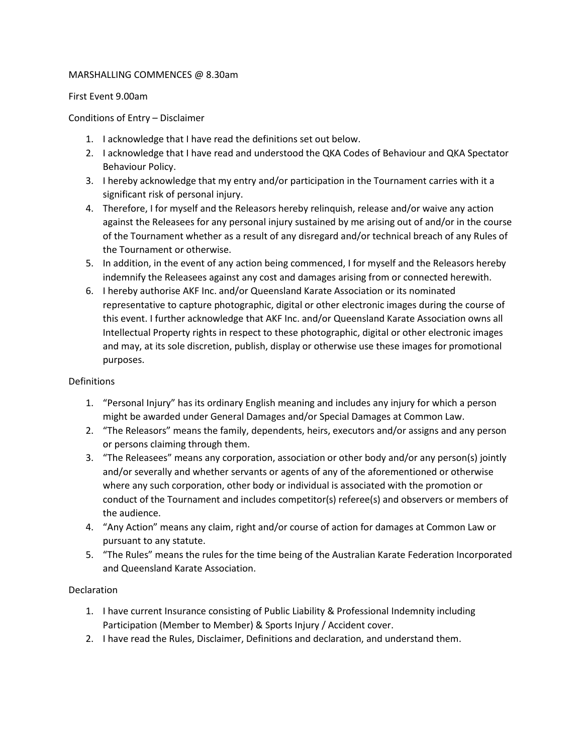MARSHALLING COMMENCES @ 8.30am

First Event 9.00am

Conditions of Entry – Disclaimer

1. I acknowledge that I have read the definitions set out below.
2. I acknowledge that I have read and understood the QKA Codes of Behaviour and QKA Spectator Behaviour Policy.
3. I hereby acknowledge that my entry and/or participation in the Tournament carries with it a significant risk of personal injury.
4. Therefore, I for myself and the Releasors hereby relinquish, release and/or waive any action against the Releasees for any personal injury sustained by me arising out of and/or in the course of the Tournament whether as a result of any disregard and/or technical breach of any Rules of the Tournament or otherwise.
5. In addition, in the event of any action being commenced, I for myself and the Releasors hereby indemnify the Releasees against any cost and damages arising from or connected herewith.
6. I hereby authorise AKF Inc. and/or Queensland Karate Association or its nominated representative to capture photographic, digital or other electronic images during the course of this event. I further acknowledge that AKF Inc. and/or Queensland Karate Association owns all Intellectual Property rights in respect to these photographic, digital or other electronic images and may, at its sole discretion, publish, display or otherwise use these images for promotional purposes.

Definitions

1. "Personal Injury" has its ordinary English meaning and includes any injury for which a person might be awarded under General Damages and/or Special Damages at Common Law.
2. "The Releasors" means the family, dependents, heirs, executors and/or assigns and any person or persons claiming through them.
3. "The Releasees" means any corporation, association or other body and/or any person(s) jointly and/or severally and whether servants or agents of any of the aforementioned or otherwise where any such corporation, other body or individual is associated with the promotion or conduct of the Tournament and includes competitor(s) referee(s) and observers or members of the audience.
4. "Any Action" means any claim, right and/or course of action for damages at Common Law or pursuant to any statute.
5. "The Rules" means the rules for the time being of the Australian Karate Federation Incorporated and Queensland Karate Association.

Declaration

1. I have current Insurance consisting of Public Liability & Professional Indemnity including Participation (Member to Member) & Sports Injury / Accident cover.
2. I have read the Rules, Disclaimer, Definitions and declaration, and understand them.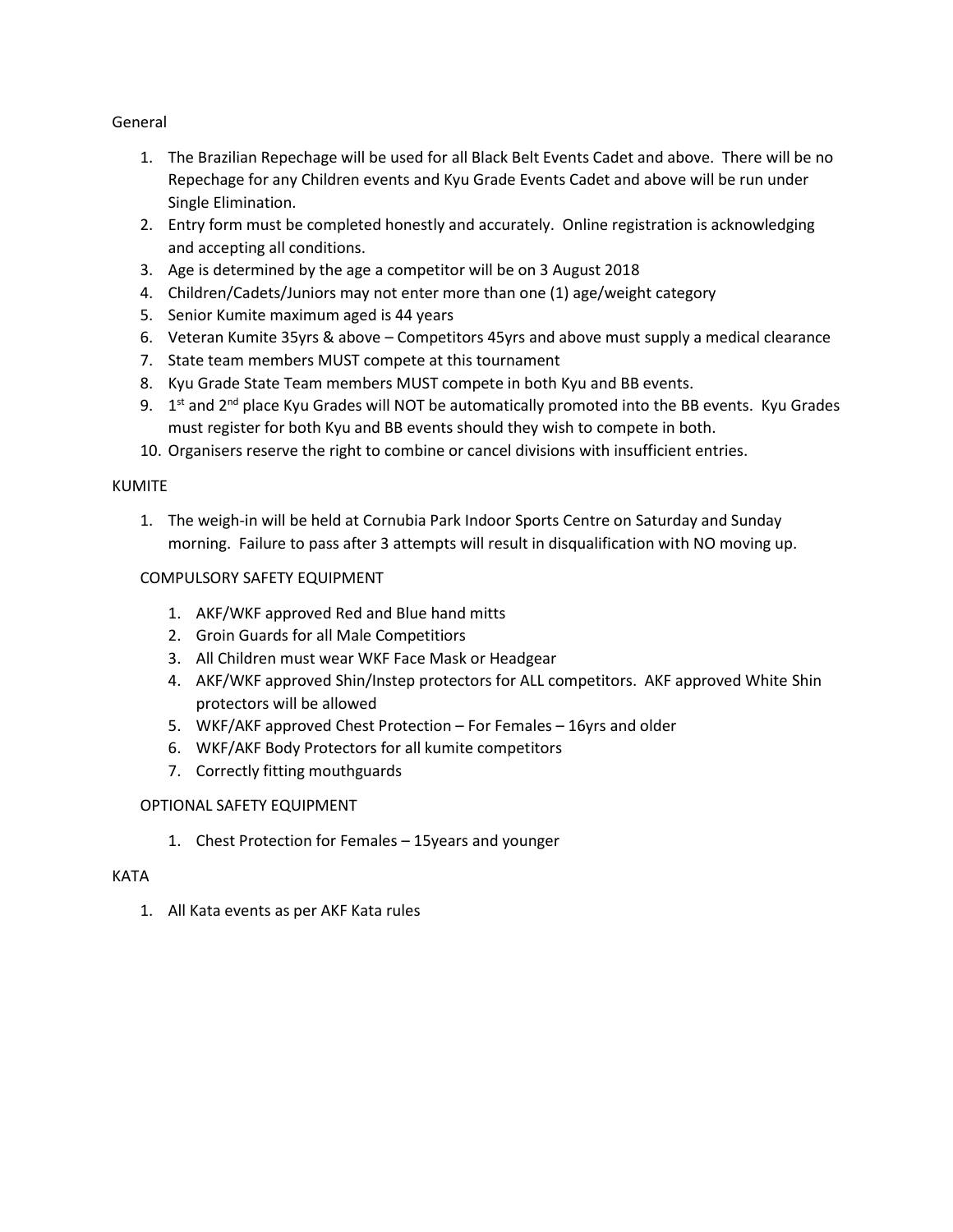General

1. The Brazilian Repechage will be used for all Black Belt Events Cadet and above. There will be no Repechage for any Children events and Kyu Grade Events Cadet and above will be run under Single Elimination.
2. Entry form must be completed honestly and accurately. Online registration is acknowledging and accepting all conditions.
3. Age is determined by the age a competitor will be on 3 August 2018
4. Children/Cadets/Juniors may not enter more than one (1) age/weight category
5. Senior Kumite maximum aged is 44 years
6. Veteran Kumite 35yrs & above – Competitors 45yrs and above must supply a medical clearance
7. State team members MUST compete at this tournament
8. Kyu Grade State Team members MUST compete in both Kyu and BB events.
9. 1st and 2nd place Kyu Grades will NOT be automatically promoted into the BB events. Kyu Grades must register for both Kyu and BB events should they wish to compete in both.
10. Organisers reserve the right to combine or cancel divisions with insufficient entries.

KUMITE

1. The weigh-in will be held at Cornubia Park Indoor Sports Centre on Saturday and Sunday morning. Failure to pass after 3 attempts will result in disqualification with NO moving up.

COMPULSORY SAFETY EQUIPMENT

1. AKF/WKF approved Red and Blue hand mitts
2. Groin Guards for all Male Competitiors
3. All Children must wear WKF Face Mask or Headgear
4. AKF/WKF approved Shin/Instep protectors for ALL competitors. AKF approved White Shin protectors will be allowed
5. WKF/AKF approved Chest Protection – For Females – 16yrs and older
6. WKF/AKF Body Protectors for all kumite competitors
7. Correctly fitting mouthguards

OPTIONAL SAFETY EQUIPMENT

1. Chest Protection for Females – 15years and younger

KATA

1. All Kata events as per AKF Kata rules